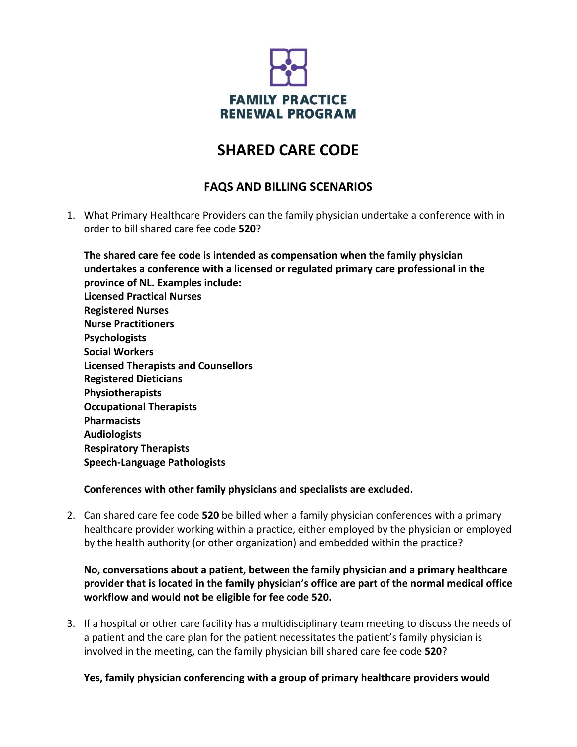**FAMILY PRACTICE RENEWAL PROGRAM**

# SHARED CARE CODE

## FAQS AND BILLING SCENARIOS

1. What Primary Healthcare Providers can the family physician undertake a conference with in order to bill shared care fee code **520**?

   **The shared care fee code is intended as compensation when the family physician undertakes a conference with a licensed or regulated primary care professional in the province of NL. Examples include:**
   **Licensed Practical Nurses**
   **Registered Nurses**
   **Nurse Practitioners**
   **Psychologists**
   **Social Workers**
   **Licensed Therapists and Counsellors**
   **Registered Dieticians**
   **Physiotherapists**
   **Occupational Therapists**
   **Pharmacists**
   **Audiologists**
   **Respiratory Therapists**
   **Speech-Language Pathologists**

   **Conferences with other family physicians and specialists are excluded.**

2. Can shared care fee code **520** be billed when a family physician conferences with a primary healthcare provider working within a practice, either employed by the physician or employed by the health authority (or other organization) and embedded within the practice?

   **No, conversations about a patient, between the family physician and a primary healthcare provider that is located in the family physician's office are part of the normal medical office workflow and would not be eligible for fee code 520.**

3. If a hospital or other care facility has a multidisciplinary team meeting to discuss the needs of a patient and the care plan for the patient necessitates the patient's family physician is involved in the meeting, can the family physician bill shared care fee code **520**?

   **Yes, family physician conferencing with a group of primary healthcare providers would**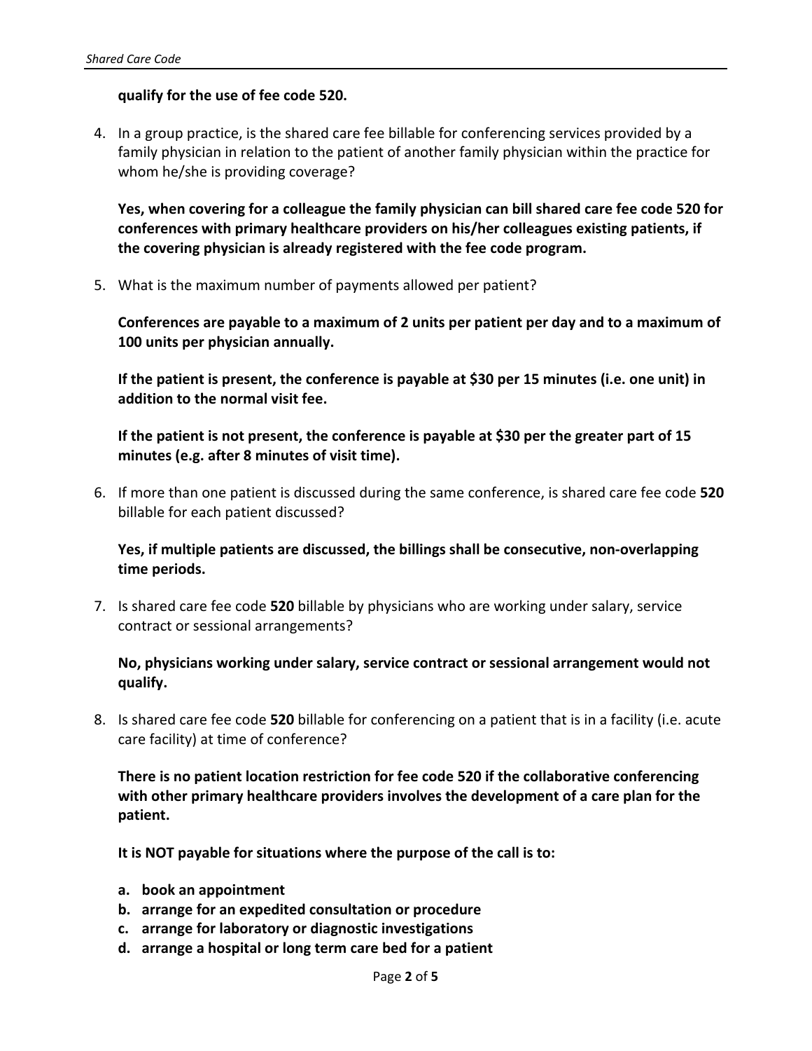**qualify for the use of fee code 520.**

4. In a group practice, is the shared care fee billable for conferencing services provided by a family physician in relation to the patient of another family physician within the practice for whom he/she is providing coverage?

   **Yes, when covering for a colleague the family physician can bill shared care fee code 520 for conferences with primary healthcare providers on his/her colleagues existing patients, if the covering physician is already registered with the fee code program.**

5. What is the maximum number of payments allowed per patient?

   **Conferences are payable to a maximum of 2 units per patient per day and to a maximum of 100 units per physician annually.**

   **If the patient is present, the conference is payable at $30 per 15 minutes (i.e. one unit) in addition to the normal visit fee.**

   **If the patient is not present, the conference is payable at $30 per the greater part of 15 minutes (e.g. after 8 minutes of visit time).**

6. If more than one patient is discussed during the same conference, is shared care fee code **520** billable for each patient discussed?

   **Yes, if multiple patients are discussed, the billings shall be consecutive, non-overlapping time periods.**

7. Is shared care fee code **520** billable by physicians who are working under salary, service contract or sessional arrangements?

   **No, physicians working under salary, service contract or sessional arrangement would not qualify.**

8. Is shared care fee code **520** billable for conferencing on a patient that is in a facility (i.e. acute care facility) at time of conference?

   **There is no patient location restriction for fee code 520 if the collaborative conferencing with other primary healthcare providers involves the development of a care plan for the patient.**

   **It is NOT payable for situations where the purpose of the call is to:**

   a. **book an appointment**
   b. **arrange for an expedited consultation or procedure**
   c. **arrange for laboratory or diagnostic investigations**
   d. **arrange a hospital or long term care bed for a patient**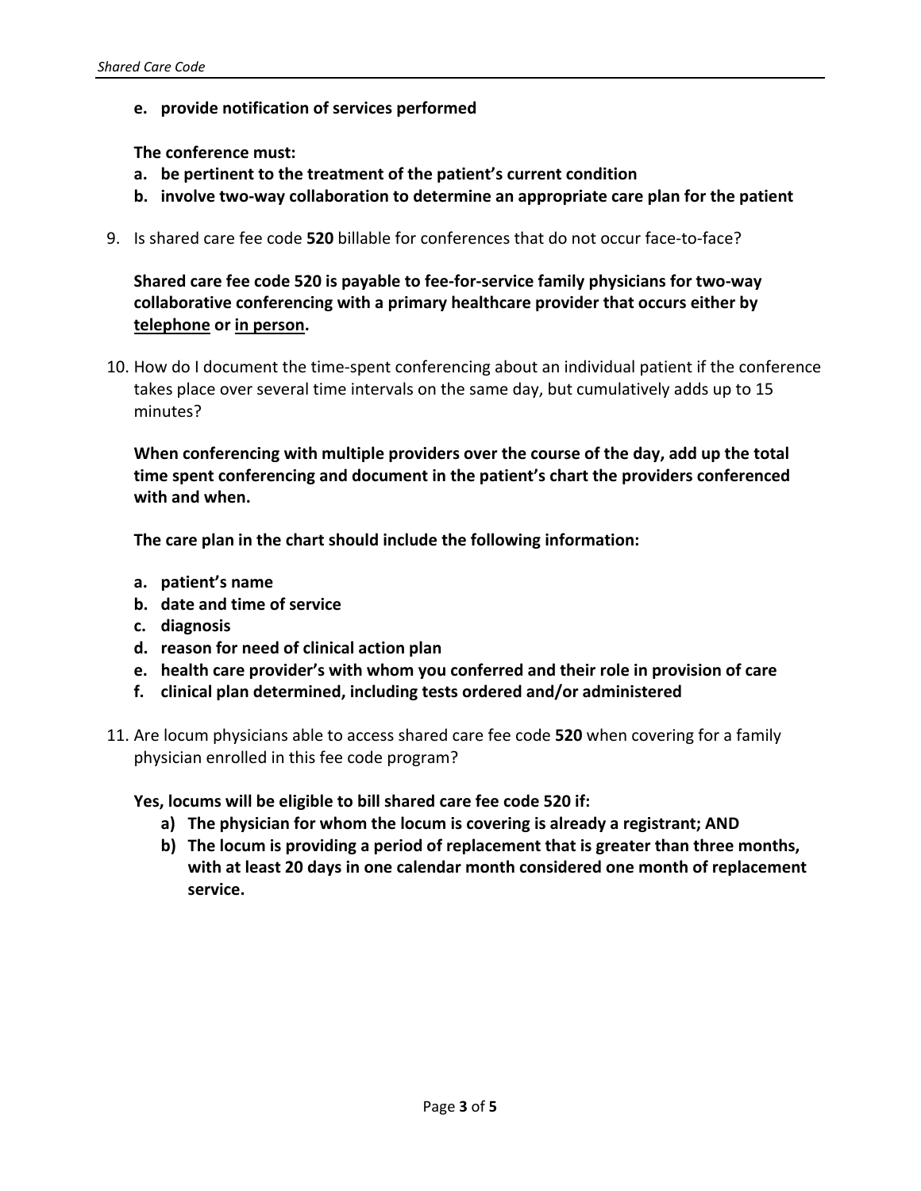**e. provide notification of services performed**

**The conference must:**

**a. be pertinent to the treatment of the patient's current condition**

**b. involve two-way collaboration to determine an appropriate care plan for the patient**

9. Is shared care fee code **520** billable for conferences that do not occur face-to-face?

   **Shared care fee code 520 is payable to fee-for-service family physicians for two-way collaborative conferencing with a primary healthcare provider that occurs either by <u>telephone</u> or <u>in person</u>.**

10. How do I document the time-spent conferencing about an individual patient if the conference takes place over several time intervals on the same day, but cumulatively adds up to 15 minutes?

    **When conferencing with multiple providers over the course of the day, add up the total time spent conferencing and document in the patient's chart the providers conferenced with and when.**

    **The care plan in the chart should include the following information:**

    **a. patient's name**
    **b. date and time of service**
    **c. diagnosis**
    **d. reason for need of clinical action plan**
    **e. health care provider's with whom you conferred and their role in provision of care**
    **f. clinical plan determined, including tests ordered and/or administered**

11. Are locum physicians able to access shared care fee code **520** when covering for a family physician enrolled in this fee code program?

    **Yes, locums will be eligible to bill shared care fee code 520 if:**

    **a) The physician for whom the locum is covering is already a registrant; AND**
    **b) The locum is providing a period of replacement that is greater than three months, with at least 20 days in one calendar month considered one month of replacement service.**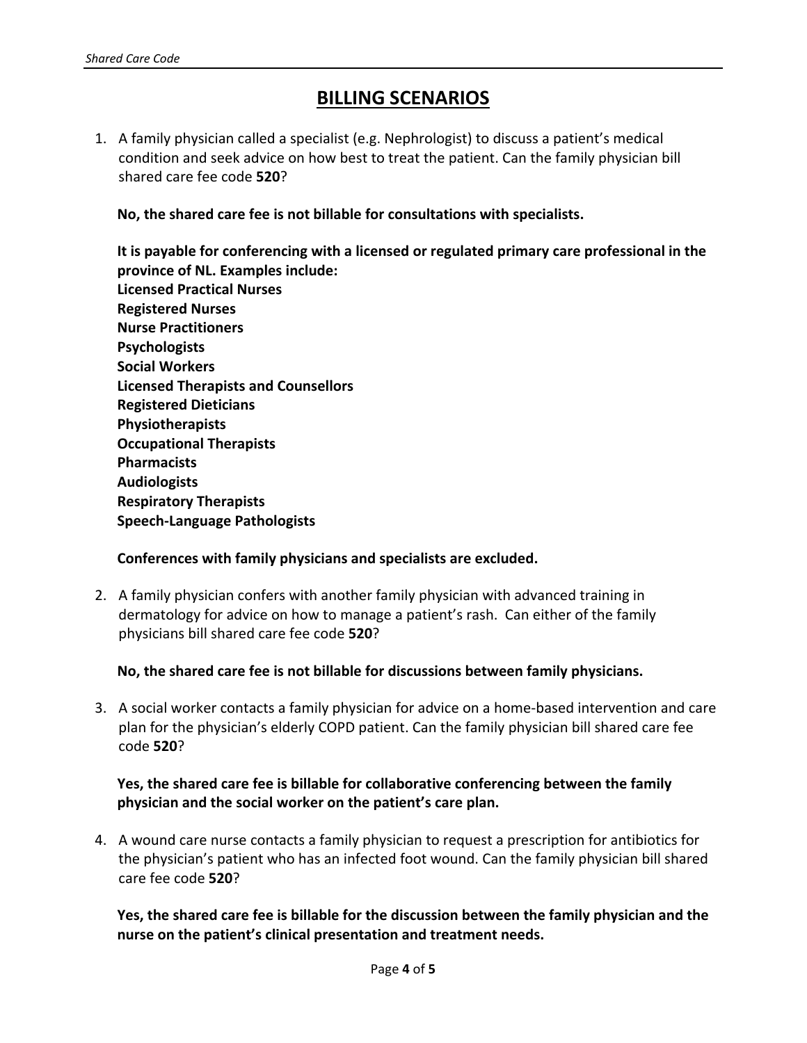# BILLING SCENARIOS

1. A family physician called a specialist (e.g. Nephrologist) to discuss a patient's medical condition and seek advice on how best to treat the patient. Can the family physician bill shared care fee code **520**?

   **No, the shared care fee is not billable for consultations with specialists.**

   **It is payable for conferencing with a licensed or regulated primary care professional in the province of NL. Examples include:**
   **Licensed Practical Nurses**
   **Registered Nurses**
   **Nurse Practitioners**
   **Psychologists**
   **Social Workers**
   **Licensed Therapists and Counsellors**
   **Registered Dieticians**
   **Physiotherapists**
   **Occupational Therapists**
   **Pharmacists**
   **Audiologists**
   **Respiratory Therapists**
   **Speech-Language Pathologists**

   **Conferences with family physicians and specialists are excluded.**

2. A family physician confers with another family physician with advanced training in dermatology for advice on how to manage a patient's rash. Can either of the family physicians bill shared care fee code **520**?

   **No, the shared care fee is not billable for discussions between family physicians.**

3. A social worker contacts a family physician for advice on a home-based intervention and care plan for the physician's elderly COPD patient. Can the family physician bill shared care fee code **520**?

   **Yes, the shared care fee is billable for collaborative conferencing between the family physician and the social worker on the patient's care plan.**

4. A wound care nurse contacts a family physician to request a prescription for antibiotics for the physician's patient who has an infected foot wound. Can the family physician bill shared care fee code **520**?

   **Yes, the shared care fee is billable for the discussion between the family physician and the nurse on the patient's clinical presentation and treatment needs.**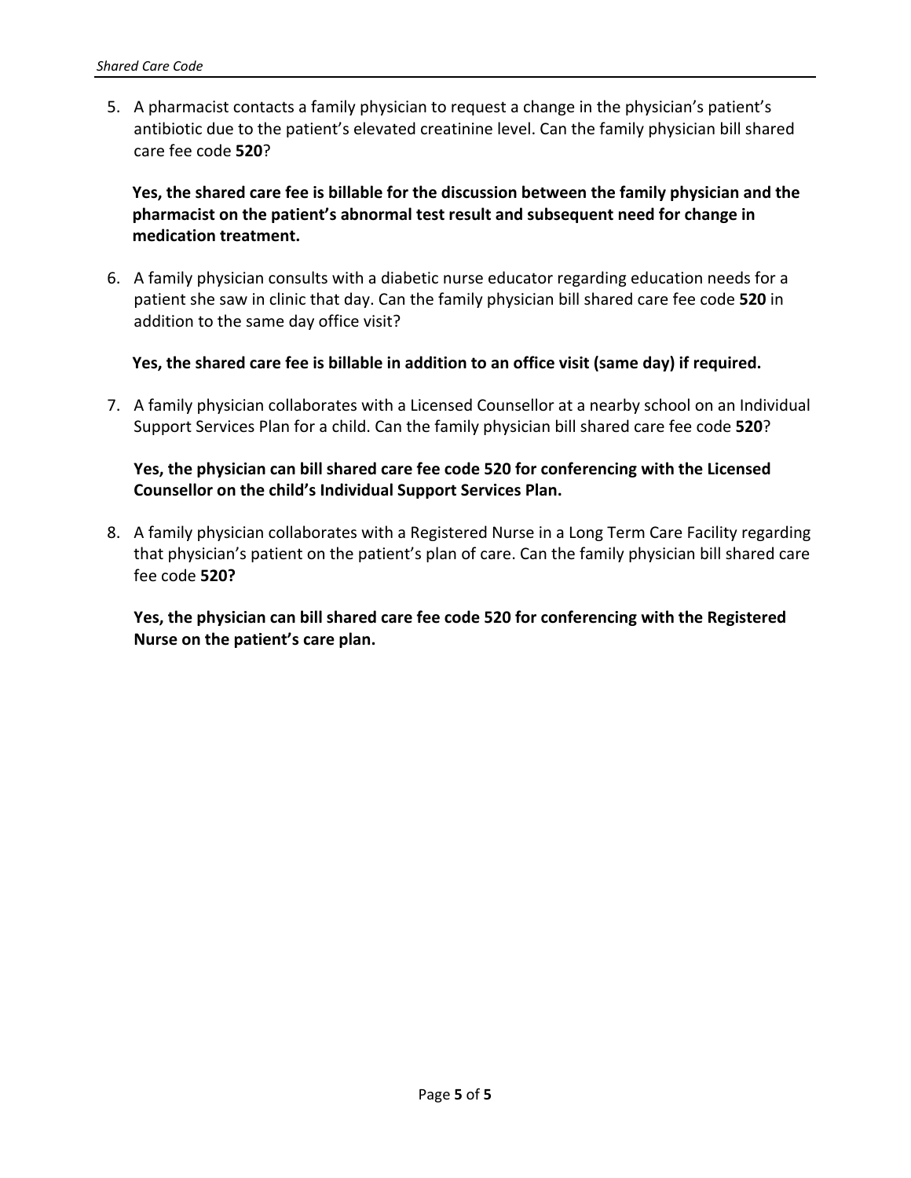5. A pharmacist contacts a family physician to request a change in the physician's patient's antibiotic due to the patient's elevated creatinine level. Can the family physician bill shared care fee code **520**?

   **Yes, the shared care fee is billable for the discussion between the family physician and the pharmacist on the patient's abnormal test result and subsequent need for change in medication treatment.**

6. A family physician consults with a diabetic nurse educator regarding education needs for a patient she saw in clinic that day. Can the family physician bill shared care fee code **520** in addition to the same day office visit?

   **Yes, the shared care fee is billable in addition to an office visit (same day) if required.**

7. A family physician collaborates with a Licensed Counsellor at a nearby school on an Individual Support Services Plan for a child. Can the family physician bill shared care fee code **520**?

   **Yes, the physician can bill shared care fee code 520 for conferencing with the Licensed Counsellor on the child's Individual Support Services Plan.**

8. A family physician collaborates with a Registered Nurse in a Long Term Care Facility regarding that physician's patient on the patient's plan of care. Can the family physician bill shared care fee code **520?**

   **Yes, the physician can bill shared care fee code 520 for conferencing with the Registered Nurse on the patient's care plan.**